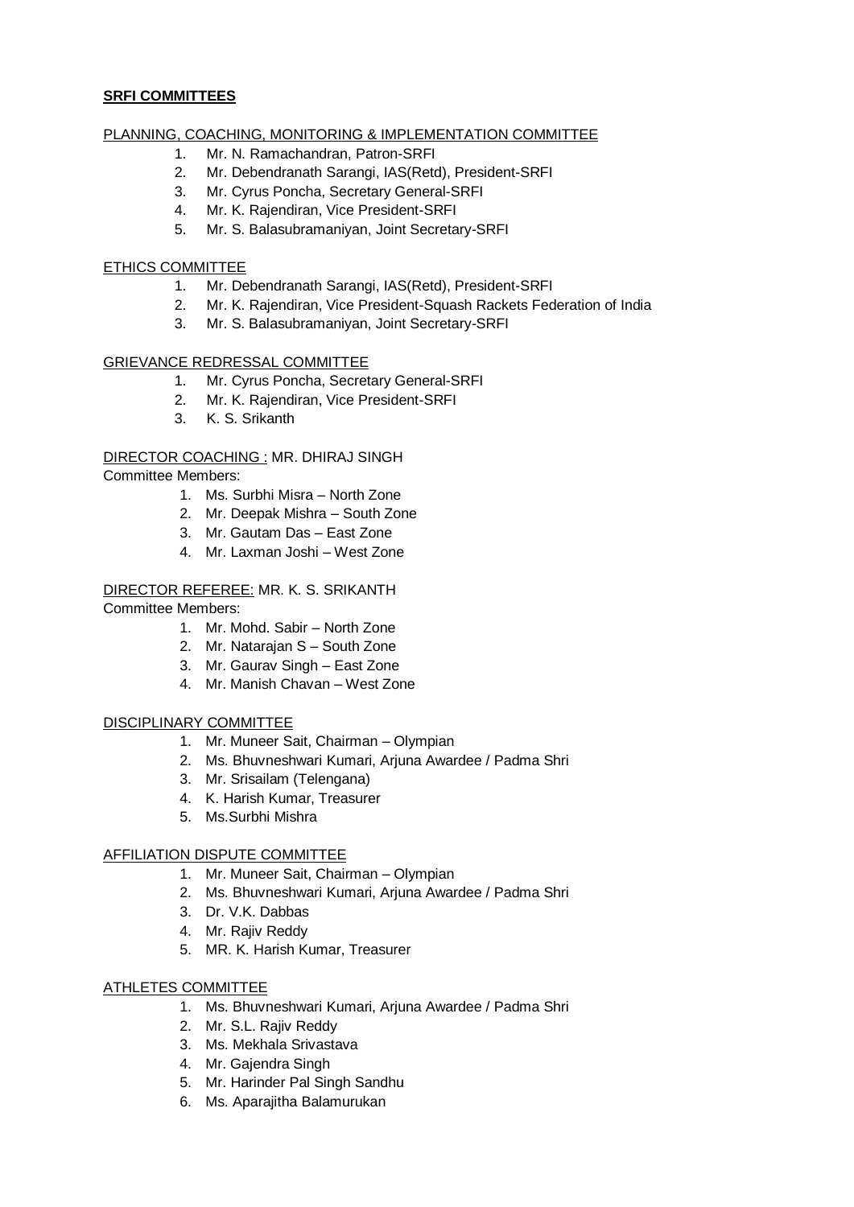**SRFI COMMITTEES**

PLANNING, COACHING, MONITORING & IMPLEMENTATION COMMITTEE

1. Mr. N. Ramachandran, Patron-SRFI
2. Mr. Debendranath Sarangi, IAS(Retd), President-SRFI
3. Mr. Cyrus Poncha, Secretary General-SRFI
4. Mr. K. Rajendiran, Vice President-SRFI
5. Mr. S. Balasubramaniyan, Joint Secretary-SRFI

ETHICS COMMITTEE

1. Mr. Debendranath Sarangi, IAS(Retd), President-SRFI
2. Mr. K. Rajendiran, Vice President-Squash Rackets Federation of India
3. Mr. S. Balasubramaniyan, Joint Secretary-SRFI

GRIEVANCE REDRESSAL COMMITTEE

1. Mr. Cyrus Poncha, Secretary General-SRFI
2. Mr. K. Rajendiran, Vice President-SRFI
3. K. S. Srikanth

DIRECTOR COACHING : MR. DHIRAJ SINGH

Committee Members:

1. Ms. Surbhi Misra – North Zone
2. Mr. Deepak Mishra – South Zone
3. Mr. Gautam Das – East Zone
4. Mr. Laxman Joshi – West Zone

DIRECTOR REFEREE: MR. K. S. SRIKANTH

Committee Members:

1. Mr. Mohd. Sabir – North Zone
2. Mr. Natarajan S – South Zone
3. Mr. Gaurav Singh – East Zone
4. Mr. Manish Chavan – West Zone

DISCIPLINARY COMMITTEE

1. Mr. Muneer Sait, Chairman – Olympian
2. Ms. Bhuvneshwari Kumari, Arjuna Awardee / Padma Shri
3. Mr. Srisailam (Telengana)
4. K. Harish Kumar, Treasurer
5. Ms.Surbhi Mishra

AFFILIATION DISPUTE COMMITTEE

1. Mr. Muneer Sait, Chairman – Olympian
2. Ms. Bhuvneshwari Kumari, Arjuna Awardee / Padma Shri
3. Dr. V.K. Dabbas
4. Mr. Rajiv Reddy
5. MR. K. Harish Kumar, Treasurer

ATHLETES COMMITTEE

1. Ms. Bhuvneshwari Kumari, Arjuna Awardee / Padma Shri
2. Mr. S.L. Rajiv Reddy
3. Ms. Mekhala Srivastava
4. Mr. Gajendra Singh
5. Mr. Harinder Pal Singh Sandhu
6. Ms. Aparajitha Balamurukan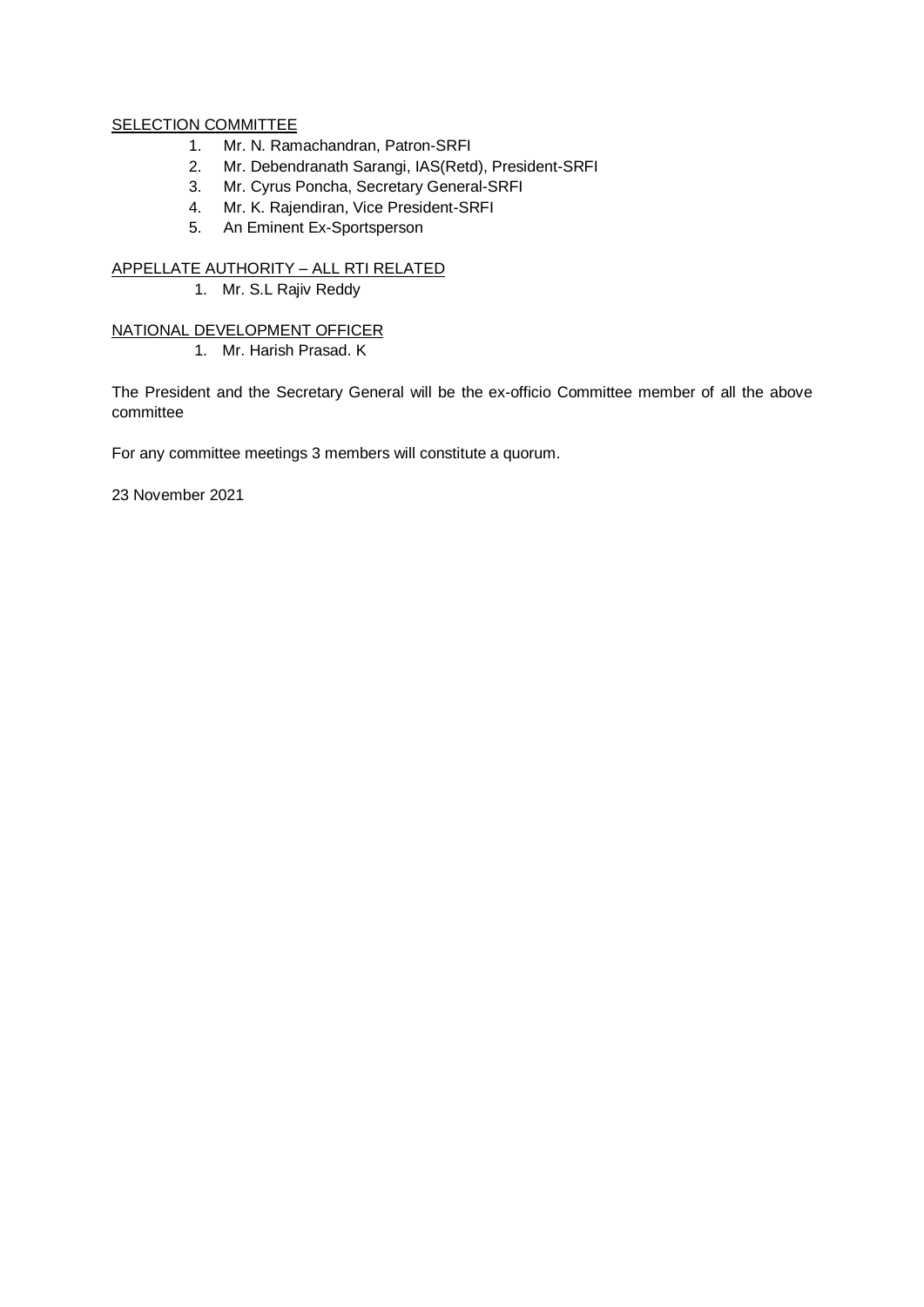<u>SELECTION COMMITTEE</u>

1. Mr. N. Ramachandran, Patron-SRFI
2. Mr. Debendranath Sarangi, IAS(Retd), President-SRFI
3. Mr. Cyrus Poncha, Secretary General-SRFI
4. Mr. K. Rajendiran, Vice President-SRFI
5. An Eminent Ex-Sportsperson

<u>APPELLATE AUTHORITY – ALL RTI RELATED</u>

1. Mr. S.L Rajiv Reddy

<u>NATIONAL DEVELOPMENT OFFICER</u>

1. Mr. Harish Prasad. K

The President and the Secretary General will be the ex-officio Committee member of all the above committee

For any committee meetings 3 members will constitute a quorum.

23 November 2021